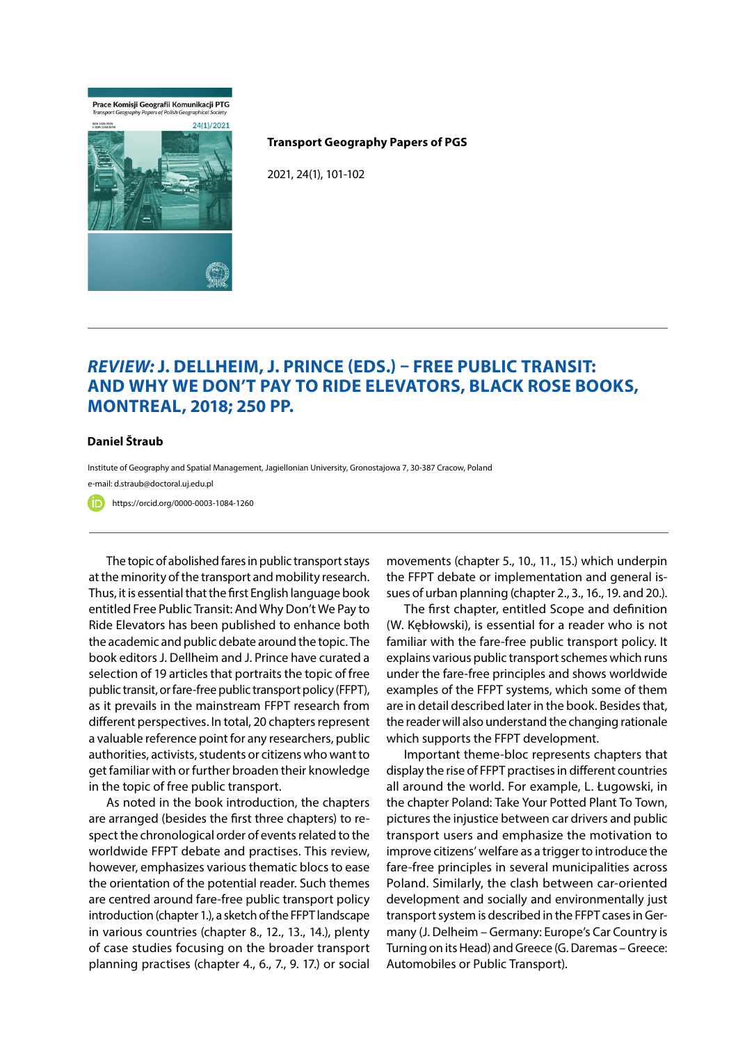**Transport Geography Papers of PGS**

2021, 24(1), 101-102

# *REVIEW:* J. DELLHEIM, J. PRINCE (EDS.) – FREE PUBLIC TRANSIT: AND WHY WE DON'T PAY TO RIDE ELEVATORS, BLACK ROSE BOOKS, MONTREAL, 2018; 250 PP.

**Daniel Štraub**

Institute of Geography and Spatial Management, Jagiellonian University, Gronostajowa 7, 30-387 Cracow, Poland

e-mail: d.straub@doctoral.uj.edu.pl

https://orcid.org/0000-0003-1084-1260

The topic of abolished fares in public transport stays at the minority of the transport and mobility research. Thus, it is essential that the first English language book entitled Free Public Transit: And Why Don't We Pay to Ride Elevators has been published to enhance both the academic and public debate around the topic. The book editors J. Dellheim and J. Prince have curated a selection of 19 articles that portraits the topic of free public transit, or fare-free public transport policy (FFPT), as it prevails in the mainstream FFPT research from different perspectives. In total, 20 chapters represent a valuable reference point for any researchers, public authorities, activists, students or citizens who want to get familiar with or further broaden their knowledge in the topic of free public transport.

As noted in the book introduction, the chapters are arranged (besides the first three chapters) to respect the chronological order of events related to the worldwide FFPT debate and practises. This review, however, emphasizes various thematic blocs to ease the orientation of the potential reader. Such themes are centred around fare-free public transport policy introduction (chapter 1.), a sketch of the FFPT landscape in various countries (chapter 8., 12., 13., 14.), plenty of case studies focusing on the broader transport planning practises (chapter 4., 6., 7., 9. 17.) or social movements (chapter 5., 10., 11., 15.) which underpin the FFPT debate or implementation and general issues of urban planning (chapter 2., 3., 16., 19. and 20.).

The first chapter, entitled Scope and definition (W. Kębłowski), is essential for a reader who is not familiar with the fare-free public transport policy. It explains various public transport schemes which runs under the fare-free principles and shows worldwide examples of the FFPT systems, which some of them are in detail described later in the book. Besides that, the reader will also understand the changing rationale which supports the FFPT development.

Important theme-bloc represents chapters that display the rise of FFPT practises in different countries all around the world. For example, L. Ługowski, in the chapter Poland: Take Your Potted Plant To Town, pictures the injustice between car drivers and public transport users and emphasize the motivation to improve citizens' welfare as a trigger to introduce the fare-free principles in several municipalities across Poland. Similarly, the clash between car-oriented development and socially and environmentally just transport system is described in the FFPT cases in Germany (J. Delheim – Germany: Europe's Car Country is Turning on its Head) and Greece (G. Daremas – Greece: Automobiles or Public Transport).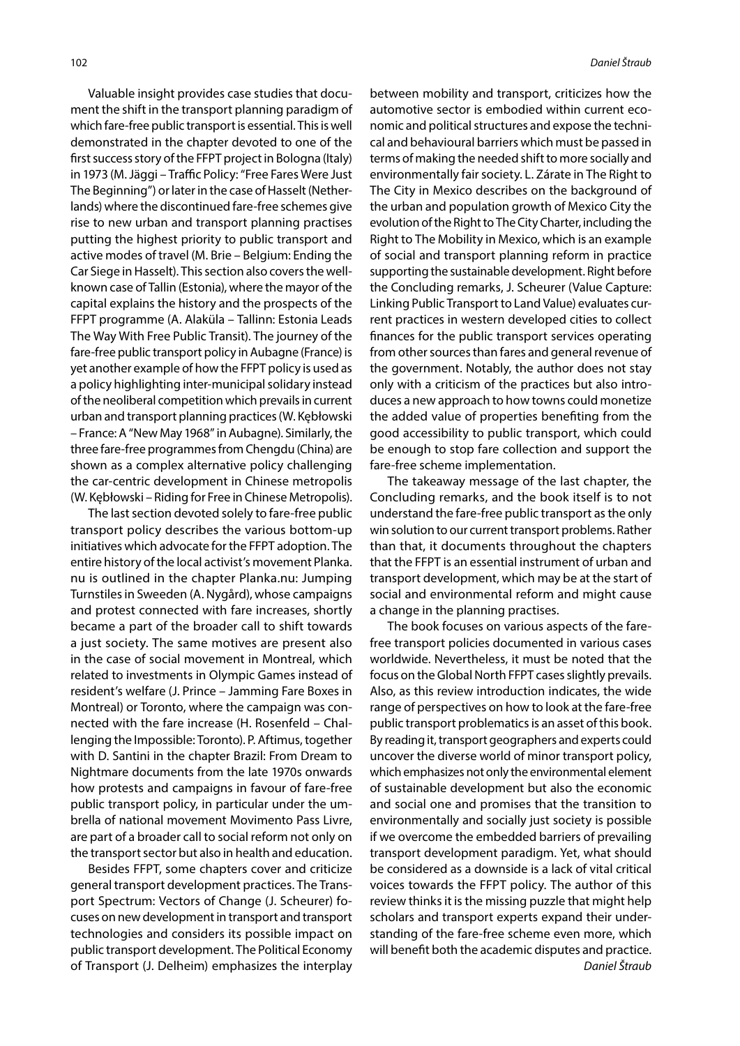Valuable insight provides case studies that document the shift in the transport planning paradigm of which fare-free public transport is essential. This is well demonstrated in the chapter devoted to one of the first success story of the FFPT project in Bologna (Italy) in 1973 (M. Jäggi – Traffic Policy: "Free Fares Were Just The Beginning") or later in the case of Hasselt (Netherlands) where the discontinued fare-free schemes give rise to new urban and transport planning practises putting the highest priority to public transport and active modes of travel (M. Brie – Belgium: Ending the Car Siege in Hasselt). This section also covers the well-known case of Tallin (Estonia), where the mayor of the capital explains the history and the prospects of the FFPT programme (A. Aláküla – Tallinn: Estonia Leads The Way With Free Public Transit). The journey of the fare-free public transport policy in Aubagne (France) is yet another example of how the FFPT policy is used as a policy highlighting inter-municipal solidary instead of the neoliberal competition which prevails in current urban and transport planning practices (W. Kębłowski – France: A "New May 1968" in Aubagne). Similarly, the three fare-free programmes from Chengdu (China) are shown as a complex alternative policy challenging the car-centric development in Chinese metropolis (W. Kębłowski – Riding for Free in Chinese Metropolis).

The last section devoted solely to fare-free public transport policy describes the various bottom-up initiatives which advocate for the FFPT adoption. The entire history of the local activist's movement Planka.nu is outlined in the chapter Planka.nu: Jumping Turnstiles in Sweeden (A. Nygård), whose campaigns and protest connected with fare increases, shortly became a part of the broader call to shift towards a just society. The same motives are present also in the case of social movement in Montreal, which related to investments in Olympic Games instead of resident's welfare (J. Prince – Jamming Fare Boxes in Montreal) or Toronto, where the campaign was connected with the fare increase (H. Rosenfeld – Challenging the Impossible: Toronto). P. Aftimus, together with D. Santini in the chapter Brazil: From Dream to Nightmare documents from the late 1970s onwards how protests and campaigns in favour of fare-free public transport policy, in particular under the umbrella of national movement Movimento Pass Livre, are part of a broader call to social reform not only on the transport sector but also in health and education.

Besides FFPT, some chapters cover and criticize general transport development practices. The Transport Spectrum: Vectors of Change (J. Scheurer) focuses on new development in transport and transport technologies and considers its possible impact on public transport development. The Political Economy of Transport (J. Delheim) emphasizes the interplay between mobility and transport, criticizes how the automotive sector is embodied within current economic and political structures and expose the technical and behavioural barriers which must be passed in terms of making the needed shift to more socially and environmentally fair society. L. Zárate in The Right to The City in Mexico describes on the background of the urban and population growth of Mexico City the evolution of the Right to The City Charter, including the Right to The Mobility in Mexico, which is an example of social and transport planning reform in practice supporting the sustainable development. Right before the Concluding remarks, J. Scheurer (Value Capture: Linking Public Transport to Land Value) evaluates current practices in western developed cities to collect finances for the public transport services operating from other sources than fares and general revenue of the government. Notably, the author does not stay only with a criticism of the practices but also introduces a new approach to how towns could monetize the added value of properties benefiting from the good accessibility to public transport, which could be enough to stop fare collection and support the fare-free scheme implementation.

The takeaway message of the last chapter, the Concluding remarks, and the book itself is to not understand the fare-free public transport as the only win solution to our current transport problems. Rather than that, it documents throughout the chapters that the FFPT is an essential instrument of urban and transport development, which may be at the start of social and environmental reform and might cause a change in the planning practises.

The book focuses on various aspects of the fare-free transport policies documented in various cases worldwide. Nevertheless, it must be noted that the focus on the Global North FFPT cases slightly prevails. Also, as this review introduction indicates, the wide range of perspectives on how to look at the fare-free public transport problematics is an asset of this book. By reading it, transport geographers and experts could uncover the diverse world of minor transport policy, which emphasizes not only the environmental element of sustainable development but also the economic and social one and promises that the transition to environmentally and socially just society is possible if we overcome the embedded barriers of prevailing transport development paradigm. Yet, what should be considered as a downside is a lack of vital critical voices towards the FFPT policy. The author of this review thinks it is the missing puzzle that might help scholars and transport experts expand their understanding of the fare-free scheme even more, which will benefit both the academic disputes and practice.

*Daniel Štraub*